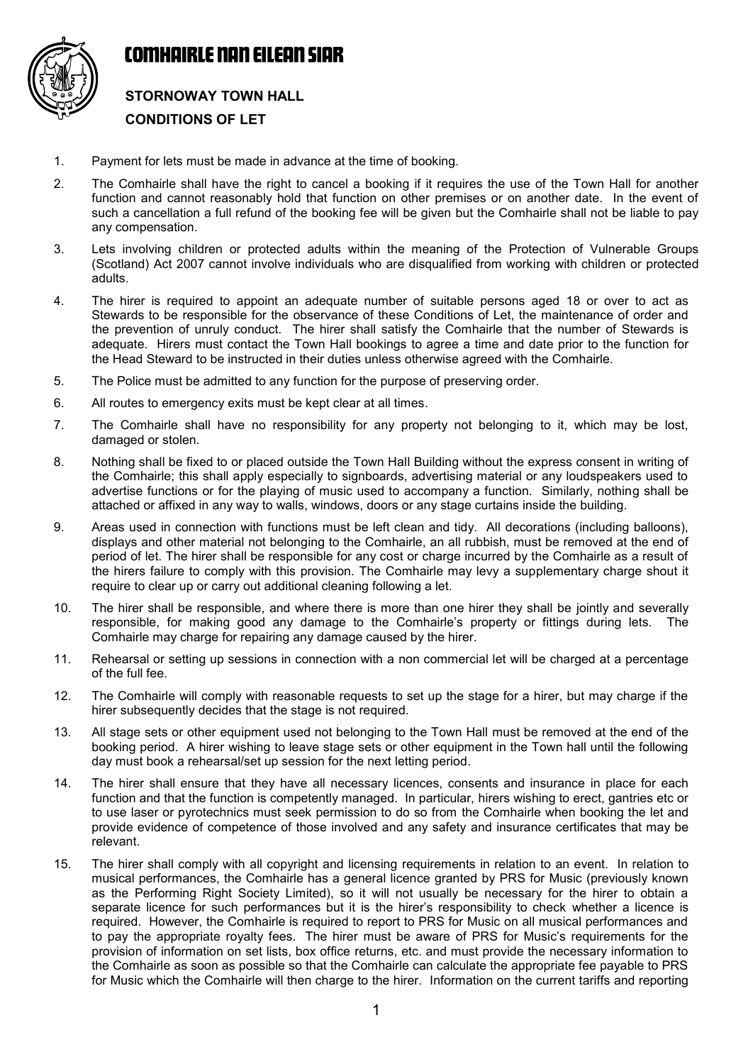# COMHAIRLE NAN EILEAN SIAR

**STORNOWAY TOWN HALL**

**CONDITIONS OF LET**

1. Payment for lets must be made in advance at the time of booking.
2. The Comhairle shall have the right to cancel a booking if it requires the use of the Town Hall for another function and cannot reasonably hold that function on other premises or on another date. In the event of such a cancellation a full refund of the booking fee will be given but the Comhairle shall not be liable to pay any compensation.
3. Lets involving children or protected adults within the meaning of the Protection of Vulnerable Groups (Scotland) Act 2007 cannot involve individuals who are disqualified from working with children or protected adults.
4. The hirer is required to appoint an adequate number of suitable persons aged 18 or over to act as Stewards to be responsible for the observance of these Conditions of Let, the maintenance of order and the prevention of unruly conduct. The hirer shall satisfy the Comhairle that the number of Stewards is adequate. Hirers must contact the Town Hall bookings to agree a time and date prior to the function for the Head Steward to be instructed in their duties unless otherwise agreed with the Comhairle.
5. The Police must be admitted to any function for the purpose of preserving order.
6. All routes to emergency exits must be kept clear at all times.
7. The Comhairle shall have no responsibility for any property not belonging to it, which may be lost, damaged or stolen.
8. Nothing shall be fixed to or placed outside the Town Hall Building without the express consent in writing of the Comhairle; this shall apply especially to signboards, advertising material or any loudspeakers used to advertise functions or for the playing of music used to accompany a function. Similarly, nothing shall be attached or affixed in any way to walls, windows, doors or any stage curtains inside the building.
9. Areas used in connection with functions must be left clean and tidy. All decorations (including balloons), displays and other material not belonging to the Comhairle, an all rubbish, must be removed at the end of period of let. The hirer shall be responsible for any cost or charge incurred by the Comhairle as a result of the hirers failure to comply with this provision. The Comhairle may levy a supplementary charge shout it require to clear up or carry out additional cleaning following a let.
10. The hirer shall be responsible, and where there is more than one hirer they shall be jointly and severally responsible, for making good any damage to the Comhairle's property or fittings during lets. The Comhairle may charge for repairing any damage caused by the hirer.
11. Rehearsal or setting up sessions in connection with a non commercial let will be charged at a percentage of the full fee.
12. The Comhairle will comply with reasonable requests to set up the stage for a hirer, but may charge if the hirer subsequently decides that the stage is not required.
13. All stage sets or other equipment used not belonging to the Town Hall must be removed at the end of the booking period. A hirer wishing to leave stage sets or other equipment in the Town hall until the following day must book a rehearsal/set up session for the next letting period.
14. The hirer shall ensure that they have all necessary licences, consents and insurance in place for each function and that the function is competently managed. In particular, hirers wishing to erect, gantries etc or to use laser or pyrotechnics must seek permission to do so from the Comhairle when booking the let and provide evidence of competence of those involved and any safety and insurance certificates that may be relevant.
15. The hirer shall comply with all copyright and licensing requirements in relation to an event. In relation to musical performances, the Comhairle has a general licence granted by PRS for Music (previously known as the Performing Right Society Limited), so it will not usually be necessary for the hirer to obtain a separate licence for such performances but it is the hirer's responsibility to check whether a licence is required. However, the Comhairle is required to report to PRS for Music on all musical performances and to pay the appropriate royalty fees. The hirer must be aware of PRS for Music's requirements for the provision of information on set lists, box office returns, etc. and must provide the necessary information to the Comhairle as soon as possible so that the Comhairle can calculate the appropriate fee payable to PRS for Music which the Comhairle will then charge to the hirer. Information on the current tariffs and reporting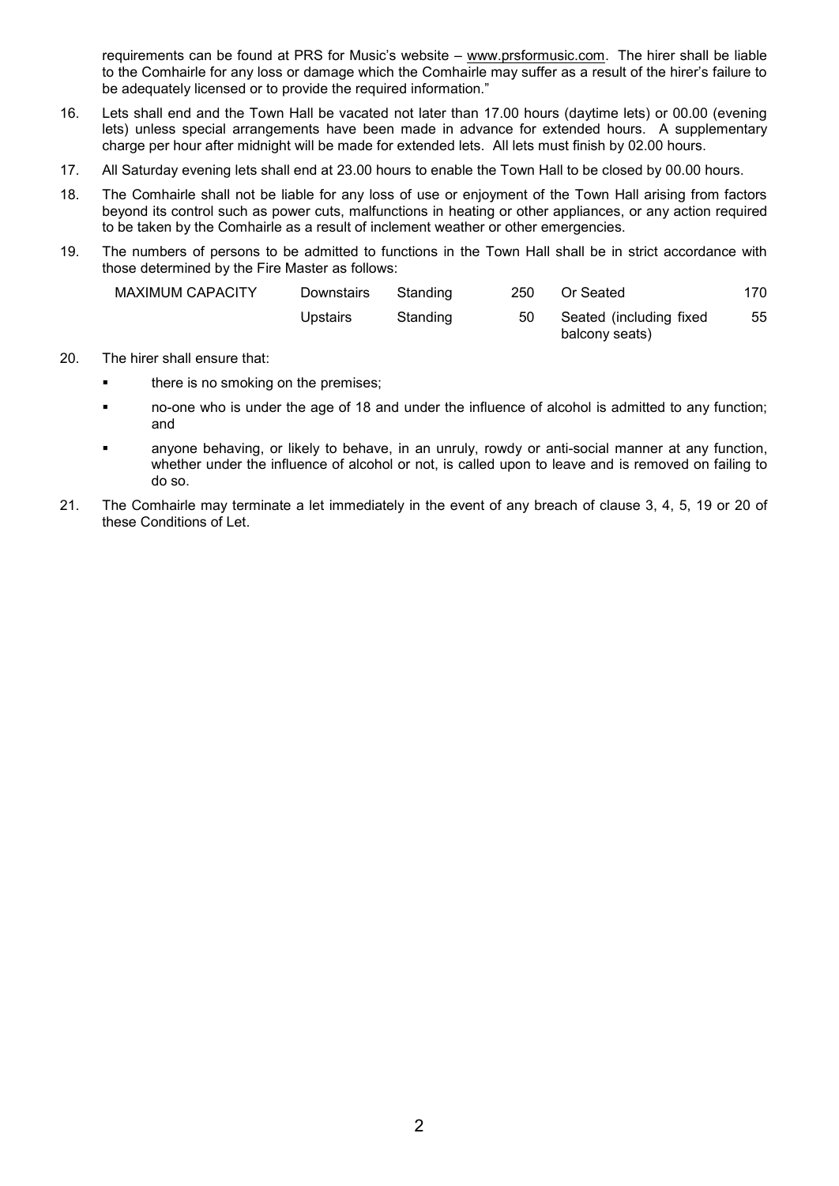requirements can be found at PRS for Music's website – www.prsformusic.com. The hirer shall be liable to the Comhairle for any loss or damage which the Comhairle may suffer as a result of the hirer's failure to be adequately licensed or to provide the required information."

16. Lets shall end and the Town Hall be vacated not later than 17.00 hours (daytime lets) or 00.00 (evening lets) unless special arrangements have been made in advance for extended hours. A supplementary charge per hour after midnight will be made for extended lets. All lets must finish by 02.00 hours.

17. All Saturday evening lets shall end at 23.00 hours to enable the Town Hall to be closed by 00.00 hours.

18. The Comhairle shall not be liable for any loss of use or enjoyment of the Town Hall arising from factors beyond its control such as power cuts, malfunctions in heating or other appliances, or any action required to be taken by the Comhairle as a result of inclement weather or other emergencies.

19. The numbers of persons to be admitted to functions in the Town Hall shall be in strict accordance with those determined by the Fire Master as follows:

| | | | | | |
|---|---|---|---|---|---|
| MAXIMUM CAPACITY | Downstairs | Standing | 250 | Or Seated | 170 |
| | Upstairs | Standing | 50 | Seated (including fixed balcony seats) | 55 |

20. The hirer shall ensure that:
    - there is no smoking on the premises;
    - no-one who is under the age of 18 and under the influence of alcohol is admitted to any function; and
    - anyone behaving, or likely to behave, in an unruly, rowdy or anti-social manner at any function, whether under the influence of alcohol or not, is called upon to leave and is removed on failing to do so.

21. The Comhairle may terminate a let immediately in the event of any breach of clause 3, 4, 5, 19 or 20 of these Conditions of Let.